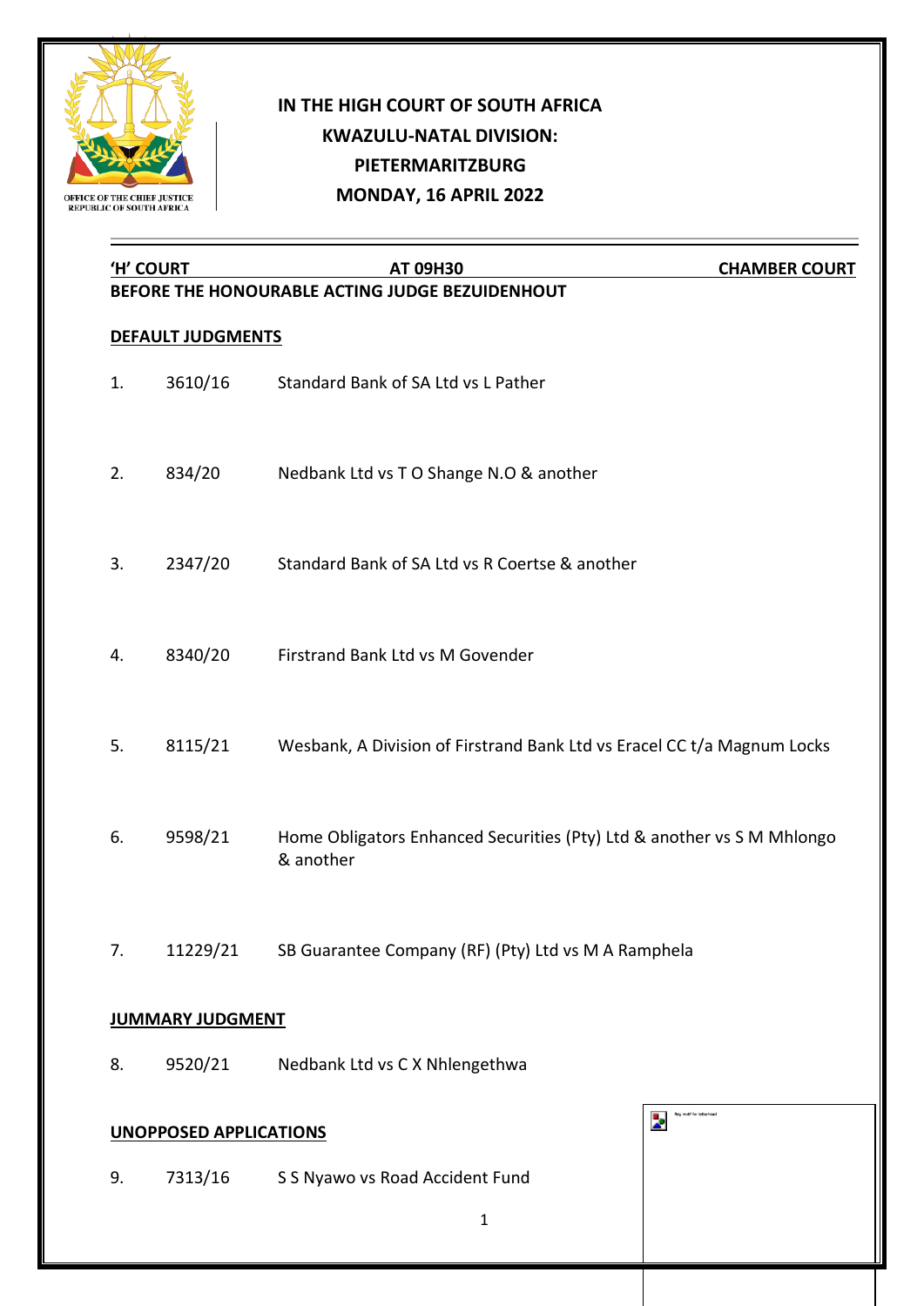**IN THE HIGH COURT OF SOUTH AFRICA**
**KWAZULU-NATAL DIVISION:**
**PIETERMARITZBURG**
**MONDAY, 16 APRIL 2022**

| **'H' COURT** | **AT 09H30** | **CHAMBER COURT** |
|---|---|---|

**BEFORE THE HONOURABLE ACTING JUDGE BEZUIDENHOUT**

**DEFAULT JUDGMENTS**

1. 3610/16 Standard Bank of SA Ltd vs L Pather

2. 834/20 Nedbank Ltd vs T O Shange N.O & another

3. 2347/20 Standard Bank of SA Ltd vs R Coertse & another

4. 8340/20 Firstrand Bank Ltd vs M Govender

5. 8115/21 Wesbank, A Division of Firstrand Bank Ltd vs Eracel CC t/a Magnum Locks

6. 9598/21 Home Obligators Enhanced Securities (Pty) Ltd & another vs S M Mhlongo & another

7. 11229/21 SB Guarantee Company (RF) (Pty) Ltd vs M A Ramphela

**JUMMARY JUDGMENT**

8. 9520/21 Nedbank Ltd vs C X Nhlengethwa

**UNOPPOSED APPLICATIONS**

9. 7313/16 S S Nyawo vs Road Accident Fund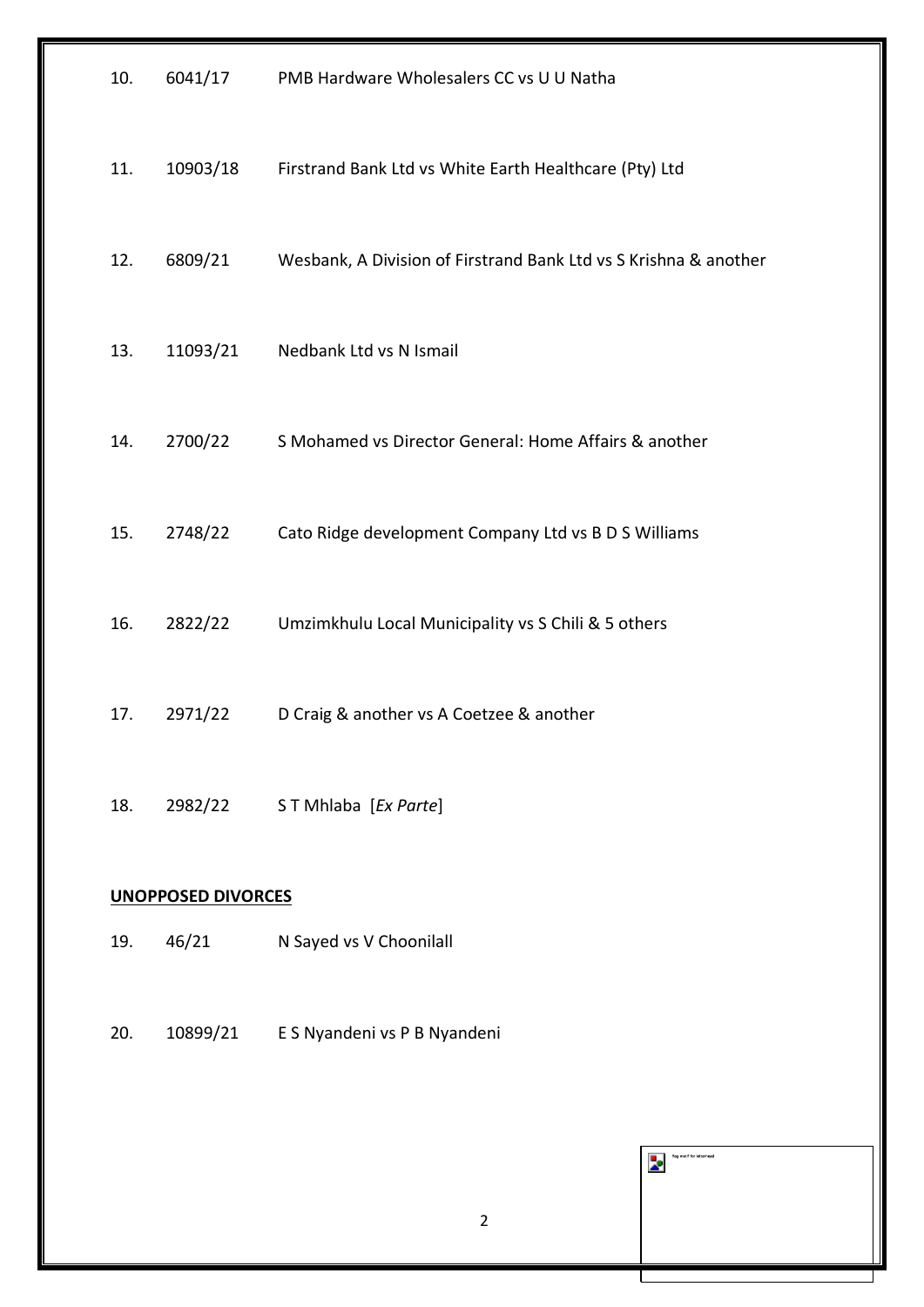| | | |
|---|---|---|
| 10. | 6041/17 | PMB Hardware Wholesalers CC vs U U Natha |
| 11. | 10903/18 | Firstrand Bank Ltd vs White Earth Healthcare (Pty) Ltd |
| 12. | 6809/21 | Wesbank, A Division of Firstrand Bank Ltd vs S Krishna & another |
| 13. | 11093/21 | Nedbank Ltd vs N Ismail |
| 14. | 2700/22 | S Mohamed vs Director General: Home Affairs & another |
| 15. | 2748/22 | Cato Ridge development Company Ltd vs B D S Williams |
| 16. | 2822/22 | Umzimkhulu Local Municipality vs S Chili & 5 others |
| 17. | 2971/22 | D Craig & another vs A Coetzee & another |
| 18. | 2982/22 | S T Mhlaba [*Ex Parte*] |

**UNOPPOSED DIVORCES**

| | | |
|---|---|---|
| 19. | 46/21 | N Sayed vs V Choonilall |
| 20. | 10899/21 | E S Nyandeni vs P B Nyandeni |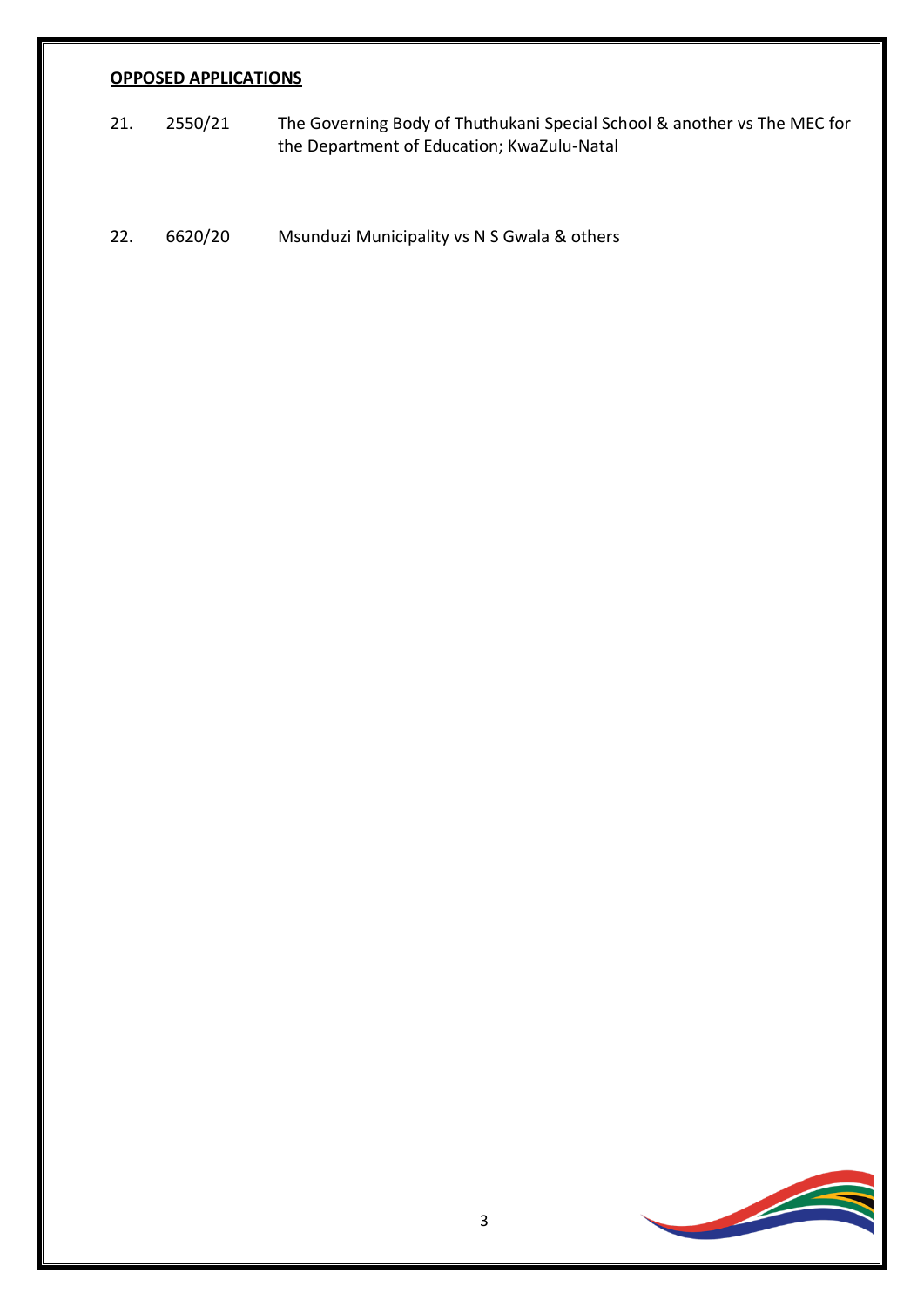## OPPOSED APPLICATIONS

| | | |
|---|---|---|
| 21. | 2550/21 | The Governing Body of Thuthukani Special School & another vs The MEC for the Department of Education; KwaZulu-Natal |
| 22. | 6620/20 | Msunduzi Municipality vs N S Gwala & others |